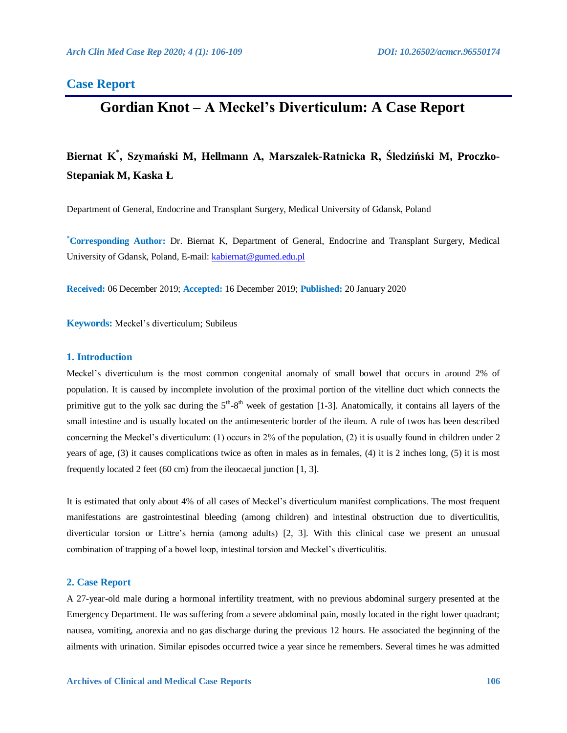## Case Report

# Gordian Knot – A Meckel's Diverticulum: A Case Report

**Biernat K\*, Szymański M, Hellmann A, Marszałek-Ratnicka R, Śledziński M, Proczko-Stepaniak M, Kaska Ł**

Department of General, Endocrine and Transplant Surgery, Medical University of Gdansk, Poland

**\*Corresponding Author:** Dr. Biernat K, Department of General, Endocrine and Transplant Surgery, Medical University of Gdansk, Poland, E-mail: kabiernat@gumed.edu.pl

**Received:** 06 December 2019; **Accepted:** 16 December 2019; **Published:** 20 January 2020

**Keywords:** Meckel's diverticulum; Subileus

### 1. Introduction

Meckel's diverticulum is the most common congenital anomaly of small bowel that occurs in around 2% of population. It is caused by incomplete involution of the proximal portion of the vitelline duct which connects the primitive gut to the yolk sac during the 5th-8th week of gestation [1-3]. Anatomically, it contains all layers of the small intestine and is usually located on the antimesenteric border of the ileum. A rule of twos has been described concerning the Meckel's diverticulum: (1) occurs in 2% of the population, (2) it is usually found in children under 2 years of age, (3) it causes complications twice as often in males as in females, (4) it is 2 inches long, (5) it is most frequently located 2 feet (60 cm) from the ileocaecal junction [1, 3].

It is estimated that only about 4% of all cases of Meckel's diverticulum manifest complications. The most frequent manifestations are gastrointestinal bleeding (among children) and intestinal obstruction due to diverticulitis, diverticular torsion or Littre's hernia (among adults) [2, 3]. With this clinical case we present an unusual combination of trapping of a bowel loop, intestinal torsion and Meckel's diverticulitis.

### 2. Case Report

A 27-year-old male during a hormonal infertility treatment, with no previous abdominal surgery presented at the Emergency Department. He was suffering from a severe abdominal pain, mostly located in the right lower quadrant; nausea, vomiting, anorexia and no gas discharge during the previous 12 hours. He associated the beginning of the ailments with urination. Similar episodes occurred twice a year since he remembers. Several times he was admitted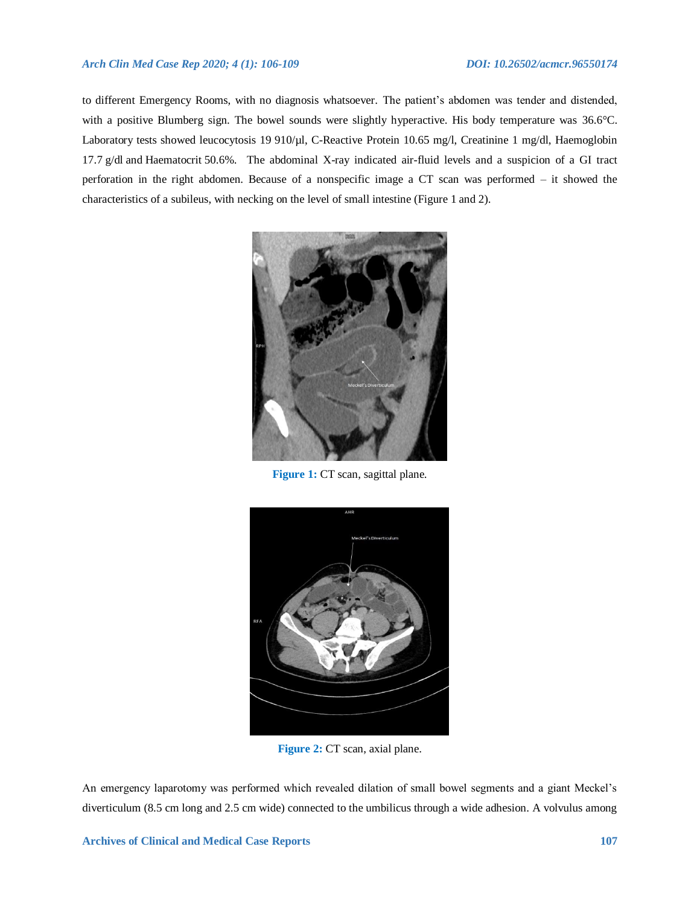to different Emergency Rooms, with no diagnosis whatsoever. The patient's abdomen was tender and distended, with a positive Blumberg sign. The bowel sounds were slightly hyperactive. His body temperature was 36.6°C. Laboratory tests showed leucocytosis 19 910/µl, C-Reactive Protein 10.65 mg/l, Creatinine 1 mg/dl, Haemoglobin 17.7 g/dl and Haematocrit 50.6%. The abdominal X-ray indicated air-fluid levels and a suspicion of a GI tract perforation in the right abdomen. Because of a nonspecific image a CT scan was performed – it showed the characteristics of a subileus, with necking on the level of small intestine (Figure 1 and 2).

**Figure 1:** CT scan, sagittal plane.

**Figure 2:** CT scan, axial plane.

An emergency laparotomy was performed which revealed dilation of small bowel segments and a giant Meckel's diverticulum (8.5 cm long and 2.5 cm wide) connected to the umbilicus through a wide adhesion. A volvulus among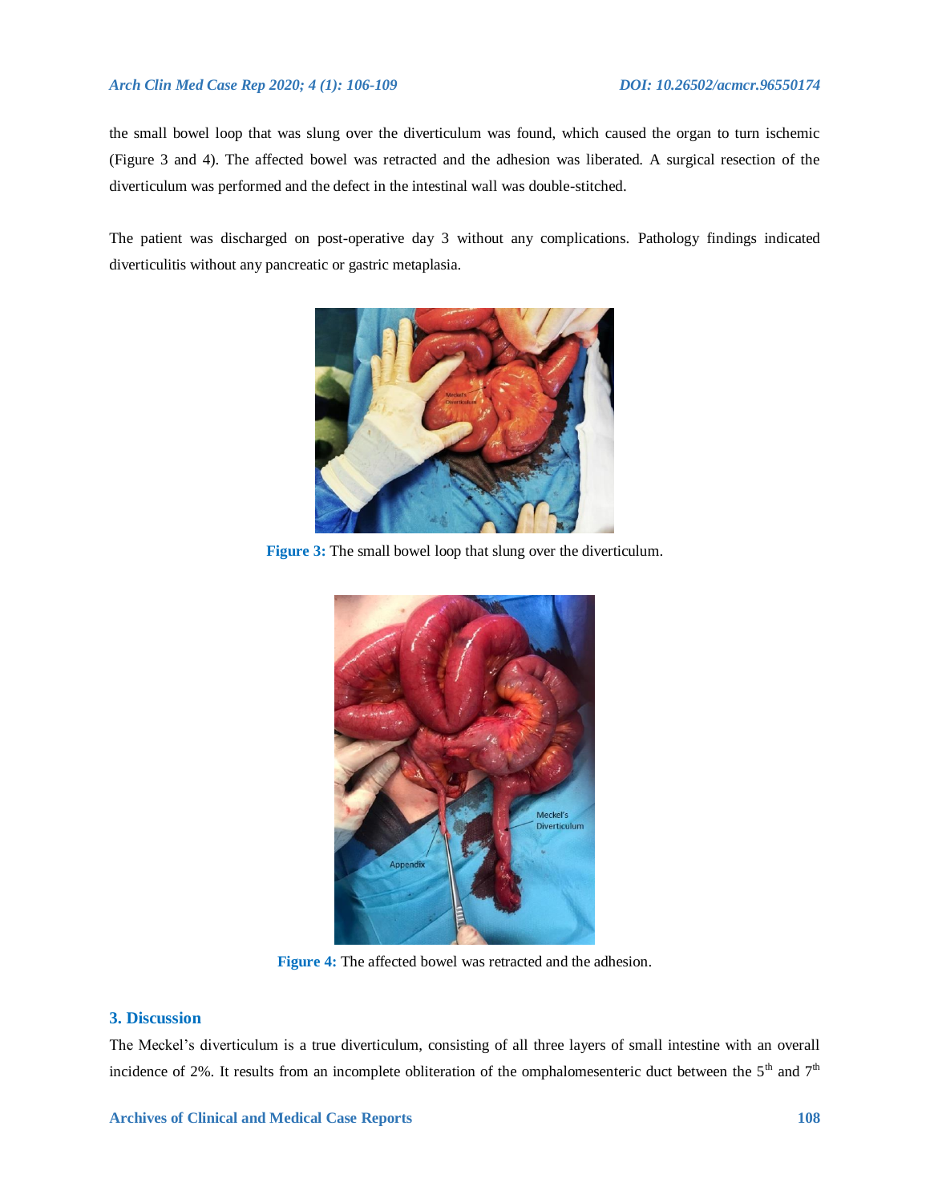the small bowel loop that was slung over the diverticulum was found, which caused the organ to turn ischemic (Figure 3 and 4). The affected bowel was retracted and the adhesion was liberated. A surgical resection of the diverticulum was performed and the defect in the intestinal wall was double-stitched.

The patient was discharged on post-operative day 3 without any complications. Pathology findings indicated diverticulitis without any pancreatic or gastric metaplasia.

**Figure 3:** The small bowel loop that slung over the diverticulum.

**Figure 4:** The affected bowel was retracted and the adhesion.

## 3. Discussion

The Meckel's diverticulum is a true diverticulum, consisting of all three layers of small intestine with an overall incidence of 2%. It results from an incomplete obliteration of the omphalomesenteric duct between the 5th and 7th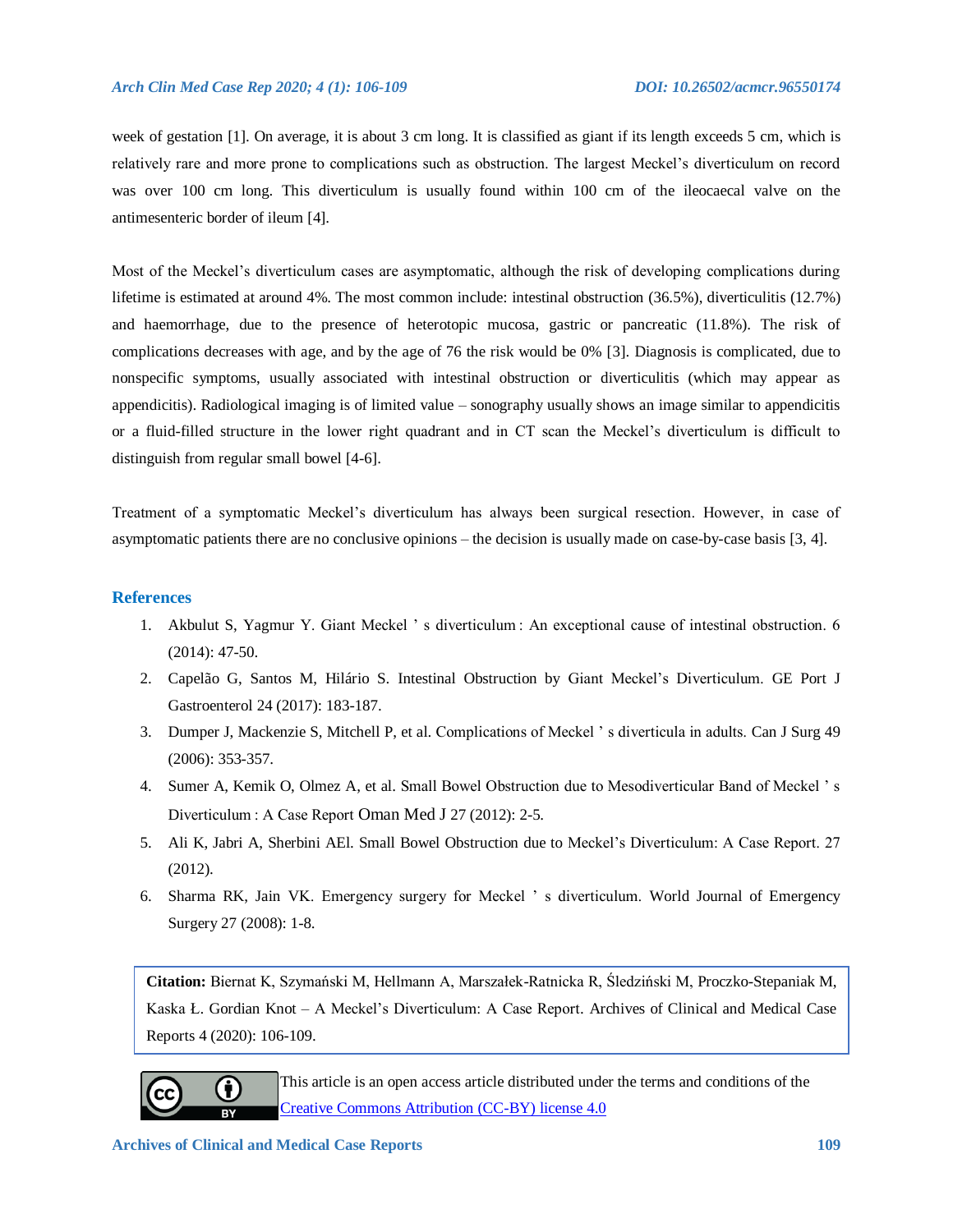week of gestation [1]. On average, it is about 3 cm long. It is classified as giant if its length exceeds 5 cm, which is relatively rare and more prone to complications such as obstruction. The largest Meckel's diverticulum on record was over 100 cm long. This diverticulum is usually found within 100 cm of the ileocaecal valve on the antimesenteric border of ileum [4].

Most of the Meckel's diverticulum cases are asymptomatic, although the risk of developing complications during lifetime is estimated at around 4%. The most common include: intestinal obstruction (36.5%), diverticulitis (12.7%) and haemorrhage, due to the presence of heterotopic mucosa, gastric or pancreatic (11.8%). The risk of complications decreases with age, and by the age of 76 the risk would be 0% [3]. Diagnosis is complicated, due to nonspecific symptoms, usually associated with intestinal obstruction or diverticulitis (which may appear as appendicitis). Radiological imaging is of limited value – sonography usually shows an image similar to appendicitis or a fluid-filled structure in the lower right quadrant and in CT scan the Meckel's diverticulum is difficult to distinguish from regular small bowel [4-6].

Treatment of a symptomatic Meckel's diverticulum has always been surgical resection. However, in case of asymptomatic patients there are no conclusive opinions – the decision is usually made on case-by-case basis [3, 4].

## References

1. Akbulut S, Yagmur Y. Giant Meckel ' s diverticulum : An exceptional cause of intestinal obstruction. 6 (2014): 47-50.
2. Capelão G, Santos M, Hilário S. Intestinal Obstruction by Giant Meckel's Diverticulum. GE Port J Gastroenterol 24 (2017): 183-187.
3. Dumper J, Mackenzie S, Mitchell P, et al. Complications of Meckel ' s diverticula in adults. Can J Surg 49 (2006): 353-357.
4. Sumer A, Kemik O, Olmez A, et al. Small Bowel Obstruction due to Mesodiverticular Band of Meckel ' s Diverticulum : A Case Report Oman Med J 27 (2012): 2-5.
5. Ali K, Jabri A, Sherbini AEl. Small Bowel Obstruction due to Meckel's Diverticulum: A Case Report. 27 (2012).
6. Sharma RK, Jain VK. Emergency surgery for Meckel ' s diverticulum. World Journal of Emergency Surgery 27 (2008): 1-8.

**Citation:** Biernat K, Szymański M, Hellmann A, Marszałek-Ratnicka R, Śledziński M, Proczko-Stepaniak M, Kaska Ł. Gordian Knot – A Meckel's Diverticulum: A Case Report. Archives of Clinical and Medical Case Reports 4 (2020): 106-109.

This article is an open access article distributed under the terms and conditions of the Creative Commons Attribution (CC-BY) license 4.0